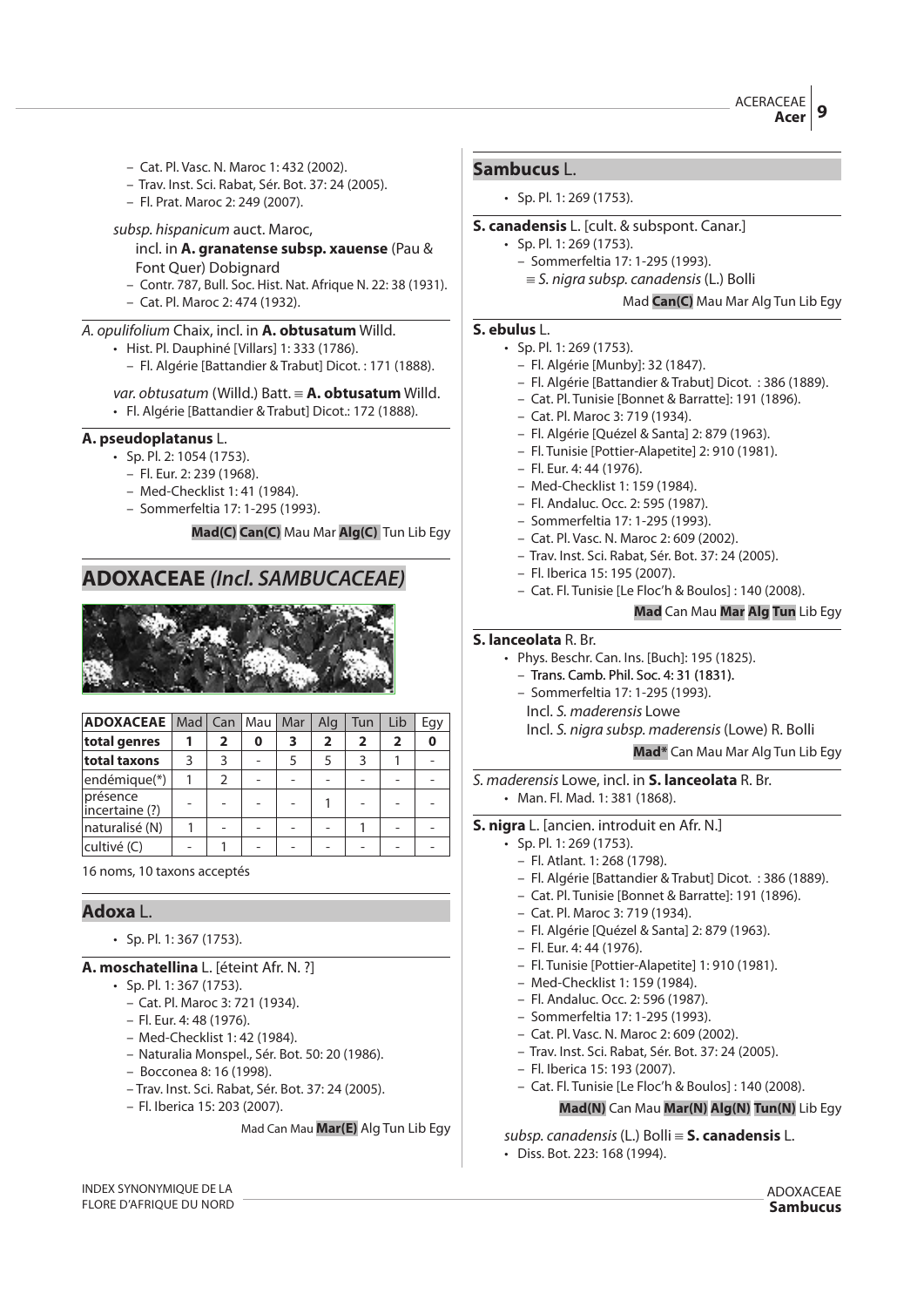– Cat. Pl. Vasc. N. Maroc 1: 432 (2002).
– Trav. Inst. Sci. Rabat, Sér. Bot. 37: 24 (2005).
– Fl. Prat. Maroc 2: 249 (2007).

*subsp. hispanicum* auct. Maroc,
incl. in **A. granatense subsp. xauense** (Pau & Font Quer) Dobignard
– Contr. 787, Bull. Soc. Hist. Nat. Afrique N. 22: 38 (1931).
– Cat. Pl. Maroc 2: 474 (1932).

*A. opulifolium* Chaix, incl. in **A. obtusatum** Willd.
• Hist. Pl. Dauphiné [Villars] 1: 333 (1786).
– Fl. Algérie [Battandier & Trabut] Dicot. : 171 (1888).

*var. obtusatum* (Willd.) Batt. ≡ **A. obtusatum** Willd.
• Fl. Algérie [Battandier & Trabut] Dicot.: 172 (1888).

**A. pseudoplatanus** L.
• Sp. Pl. 2: 1054 (1753).
– Fl. Eur. 2: 239 (1968).
– Med-Checklist 1: 41 (1984).
– Sommerfeltia 17: 1-295 (1993).

**Mad(C)** **Can(C)** Mau Mar **Alg(C)** Tun Lib Egy

# ADOXACEAE *(Incl. SAMBUCACEAE)*

| ADOXACEAE | Mad | Can | Mau | Mar | Alg | Tun | Lib | Egy |
|---|---|---|---|---|---|---|---|---|
| **total genres** | **1** | **2** | **0** | **3** | **2** | **2** | **2** | **0** |
| **total taxons** | 3 | 3 | - | 5 | 5 | 3 | 1 | - |
| endémique(*) | 1 | 2 | - | - | - | - | - | - |
| présence incertaine (?) | - | - | - | - | 1 | - | - | - |
| naturalisé (N) | 1 | - | - | - | - | 1 | - | - |
| cultivé (C) | - | 1 | - | - | - | - | - | - |

16 noms, 10 taxons acceptés

## Adoxa L.

• Sp. Pl. 1: 367 (1753).

**A. moschatellina** L. [éteint Afr. N. ?]
• Sp. Pl. 1: 367 (1753).
– Cat. Pl. Maroc 3: 721 (1934).
– Fl. Eur. 4: 48 (1976).
– Med-Checklist 1: 42 (1984).
– Naturalia Monspel., Sér. Bot. 50: 20 (1986).
– Bocconea 8: 16 (1998).
– Trav. Inst. Sci. Rabat, Sér. Bot. 37: 24 (2005).
– Fl. Iberica 15: 203 (2007).

Mad Can Mau **Mar(E)** Alg Tun Lib Egy

## Sambucus L.

• Sp. Pl. 1: 269 (1753).

**S. canadensis** L. [cult. & subspont. Canar.]
• Sp. Pl. 1: 269 (1753).
– Sommerfeltia 17: 1-295 (1993).
≡ *S. nigra subsp. canadensis* (L.) Bolli

Mad **Can(C)** Mau Mar Alg Tun Lib Egy

**S. ebulus** L.
• Sp. Pl. 1: 269 (1753).
– Fl. Algérie [Munby]: 32 (1847).
– Fl. Algérie [Battandier & Trabut] Dicot. : 386 (1889).
– Cat. Pl. Tunisie [Bonnet & Barratte]: 191 (1896).
– Cat. Pl. Maroc 3: 719 (1934).
– Fl. Algérie [Quézel & Santa] 2: 879 (1963).
– Fl. Tunisie [Pottier-Alapetite] 2: 910 (1981).
– Fl. Eur. 4: 44 (1976).
– Med-Checklist 1: 159 (1984).
– Fl. Andaluc. Occ. 2: 595 (1987).
– Sommerfeltia 17: 1-295 (1993).
– Cat. Pl. Vasc. N. Maroc 2: 609 (2002).
– Trav. Inst. Sci. Rabat, Sér. Bot. 37: 24 (2005).
– Fl. Iberica 15: 195 (2007).
– Cat. Fl. Tunisie [Le Floc'h & Boulos] : 140 (2008).

**Mad** Can Mau **Mar** **Alg** **Tun** Lib Egy

**S. lanceolata** R. Br.
• Phys. Beschr. Can. Ins. [Buch]: 195 (1825).
– Trans. Camb. Phil. Soc. 4: 31 (1831).
– Sommerfeltia 17: 1-295 (1993).
Incl. *S. maderensis* Lowe
Incl. *S. nigra subsp. maderensis* (Lowe) R. Bolli

**Mad*** Can Mau Mar Alg Tun Lib Egy

*S. maderensis* Lowe, incl. in **S. lanceolata** R. Br.
• Man. Fl. Mad. 1: 381 (1868).

**S. nigra** L. [ancien. introduit en Afr. N.]
• Sp. Pl. 1: 269 (1753).
– Fl. Atlant. 1: 268 (1798).
– Fl. Algérie [Battandier & Trabut] Dicot. : 386 (1889).
– Cat. Pl. Tunisie [Bonnet & Barratte]: 191 (1896).
– Cat. Pl. Maroc 3: 719 (1934).
– Fl. Algérie [Quézel & Santa] 2: 879 (1963).
– Fl. Eur. 4: 44 (1976).
– Fl. Tunisie [Pottier-Alapetite] 1: 910 (1981).
– Med-Checklist 1: 159 (1984).
– Fl. Andaluc. Occ. 2: 596 (1987).
– Sommerfeltia 17: 1-295 (1993).
– Cat. Pl. Vasc. N. Maroc 2: 609 (2002).
– Trav. Inst. Sci. Rabat, Sér. Bot. 37: 24 (2005).
– Fl. Iberica 15: 193 (2007).
– Cat. Fl. Tunisie [Le Floc'h & Boulos] : 140 (2008).

**Mad(N)** Can Mau **Mar(N)** **Alg(N)** **Tun(N)** Lib Egy

*subsp. canadensis* (L.) Bolli ≡ **S. canadensis** L.
• Diss. Bot. 223: 168 (1994).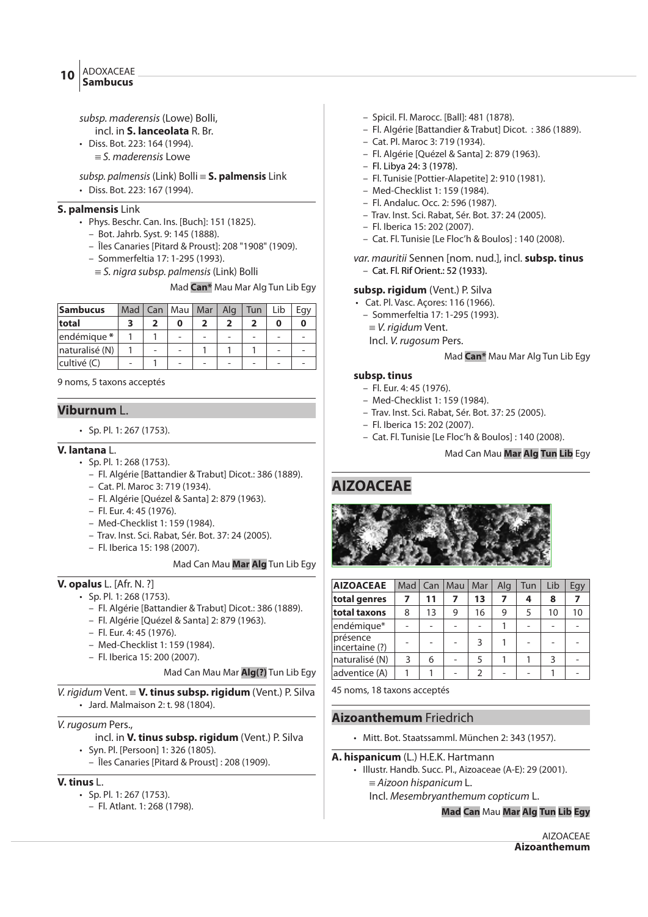*subsp. maderensis* (Lowe) Bolli,
incl. in **S. lanceolata** R. Br.

- Diss. Bot. 223: 164 (1994).
  ≡ *S. maderensis* Lowe

*subsp. palmensis* (Link) Bolli ≡ **S. palmensis** Link

- Diss. Bot. 223: 167 (1994).

**S. palmensis** Link

- Phys. Beschr. Can. Ins. [Buch]: 151 (1825).
  - Bot. Jahrb. Syst. 9: 145 (1888).
  - Îles Canaries [Pitard & Proust]: 208 "1908" (1909).
  - Sommerfeltia 17: 1-295 (1993).
  ≡ *S. nigra subsp. palmensis* (Link) Bolli

Mad **Can*** Mau Mar Alg Tun Lib Egy

| Sambucus | Mad | Can | Mau | Mar | Alg | Tun | Lib | Egy |
|---|---|---|---|---|---|---|---|---|
| total | 3 | 2 | 0 | 2 | 2 | 2 | 0 | 0 |
| endémique * | 1 | 1 | - | - | - | - | - | - |
| naturalisé (N) | 1 | - | - | 1 | 1 | 1 | - | - |
| cultivé (C) | - | 1 | - | - | - | - | - | - |

9 noms, 5 taxons acceptés

## Viburnum L.

- Sp. Pl. 1: 267 (1753).

**V. lantana** L.

- Sp. Pl. 1: 268 (1753).
  - Fl. Algérie [Battandier & Trabut] Dicot.: 386 (1889).
  - Cat. Pl. Maroc 3: 719 (1934).
  - Fl. Algérie [Quézel & Santa] 2: 879 (1963).
  - Fl. Eur. 4: 45 (1976).
  - Med-Checklist 1: 159 (1984).
  - Trav. Inst. Sci. Rabat, Sér. Bot. 37: 24 (2005).
  - Fl. Iberica 15: 198 (2007).

Mad Can Mau **Mar** **Alg** Tun Lib Egy

**V. opalus** L. [Afr. N. ?]

- Sp. Pl. 1: 268 (1753).
  - Fl. Algérie [Battandier & Trabut] Dicot.: 386 (1889).
  - Fl. Algérie [Quézel & Santa] 2: 879 (1963).
  - Fl. Eur. 4: 45 (1976).
  - Med-Checklist 1: 159 (1984).
  - Fl. Iberica 15: 200 (2007).

Mad Can Mau Mar **Alg(?)** Tun Lib Egy

*V. rigidum* Vent. ≡ **V. tinus subsp. rigidum** (Vent.) P. Silva

- Jard. Malmaison 2: t. 98 (1804).

*V. rugosum* Pers.,
incl. in **V. tinus subsp. rigidum** (Vent.) P. Silva

- Syn. Pl. [Persoon] 1: 326 (1805).
  - Îles Canaries [Pitard & Proust] : 208 (1909).

**V. tinus** L.

- Sp. Pl. 1: 267 (1753).
  - Fl. Atlant. 1: 268 (1798).
  - Spicil. Fl. Marocc. [Ball]: 481 (1878).
  - Fl. Algérie [Battandier & Trabut] Dicot. : 386 (1889).
  - Cat. Pl. Maroc 3: 719 (1934).
  - Fl. Algérie [Quézel & Santa] 2: 879 (1963).
  - Fl. Libya 24: 3 (1978).
  - Fl. Tunisie [Pottier-Alapetite] 2: 910 (1981).
  - Med-Checklist 1: 159 (1984).
  - Fl. Andaluc. Occ. 2: 596 (1987).
  - Trav. Inst. Sci. Rabat, Sér. Bot. 37: 24 (2005).
  - Fl. Iberica 15: 202 (2007).
  - Cat. Fl. Tunisie [Le Floc'h & Boulos] : 140 (2008).

*var. mauritii* Sennen [nom. nud.], incl. **subsp. tinus**

- Cat. Fl. Rif Orient.: 52 (1933).

**subsp. rigidum** (Vent.) P. Silva

- Cat. Pl. Vasc. Açores: 116 (1966).
  - Sommerfeltia 17: 1-295 (1993).
  ≡ *V. rigidum* Vent.
  Incl. *V. rugosum* Pers.

Mad **Can*** Mau Mar Alg Tun Lib Egy

**subsp. tinus**

- Fl. Eur. 4: 45 (1976).
- Med-Checklist 1: 159 (1984).
- Trav. Inst. Sci. Rabat, Sér. Bot. 37: 25 (2005).
- Fl. Iberica 15: 202 (2007).
- Cat. Fl. Tunisie [Le Floc'h & Boulos] : 140 (2008).

Mad Can Mau **Mar** **Alg** **Tun** **Lib** Egy

# AIZOACEAE

| AIZOACEAE | Mad | Can | Mau | Mar | Alg | Tun | Lib | Egy |
|---|---|---|---|---|---|---|---|---|
| total genres | 7 | 11 | 7 | 13 | 7 | 4 | 8 | 7 |
| total taxons | 8 | 13 | 9 | 16 | 9 | 5 | 10 | 10 |
| endémique* | - | - | - | - | 1 | - | - | - |
| présence incertaine (?) | - | - | - | 3 | 1 | - | - | - |
| naturalisé (N) | 3 | 6 | - | 5 | 1 | 1 | 3 | - |
| adventice (A) | 1 | 1 | - | 2 | - | - | 1 | - |

45 noms, 18 taxons acceptés

## Aizoanthemum Friedrich

- Mitt. Bot. Staatssamml. München 2: 343 (1957).

**A. hispanicum** (L.) H.E.K. Hartmann

- Illustr. Handb. Succ. Pl., Aizoaceae (A-E): 29 (2001).
  ≡ *Aizoon hispanicum* L.
  Incl. *Mesembryanthemum copticum* L.

**Mad** **Can** Mau **Mar** **Alg** **Tun** **Lib** **Egy**